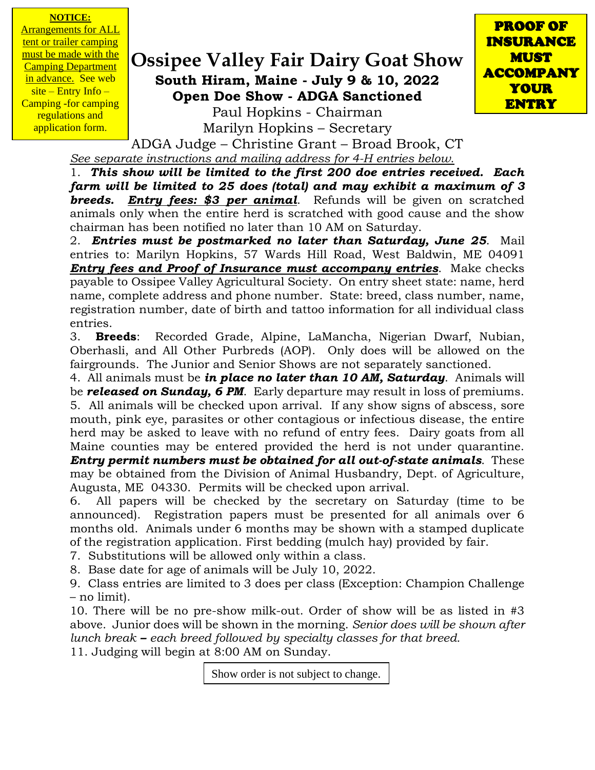**NOTICE:**
<u>Arrangements for ALL tent or trailer camping must be made with the Camping Department in advance.</u> See web site – Entry Info – Camping -for camping regulations and application form.

**PROOF OF INSURANCE MUST ACCOMPANY YOUR ENTRY**

# Ossipee Valley Fair Dairy Goat Show

**South Hiram, Maine - July 9 & 10, 2022**

**Open Doe Show - ADGA Sanctioned**

Paul Hopkins - Chairman

Marilyn Hopkins – Secretary

ADGA Judge – Christine Grant – Broad Brook, CT

*<u>See separate instructions and mailing address for 4-H entries below.</u>*

1. ***This show will be limited to the first 200 doe entries received. Each farm will be limited to 25 does (total) and may exhibit a maximum of 3 breeds.*** ***<u>Entry fees: $3 per animal</u>***. Refunds will be given on scratched animals only when the entire herd is scratched with good cause and the show chairman has been notified no later than 10 AM on Saturday.

2. ***Entries must be postmarked no later than Saturday, June 25***. Mail entries to: Marilyn Hopkins, 57 Wards Hill Road, West Baldwin, ME 04091 ***<u>Entry fees and Proof of Insurance must accompany entries</u>***. Make checks payable to Ossipee Valley Agricultural Society. On entry sheet state: name, herd name, complete address and phone number. State: breed, class number, name, registration number, date of birth and tattoo information for all individual class entries.

3. **Breeds**: Recorded Grade, Alpine, LaMancha, Nigerian Dwarf, Nubian, Oberhasli, and All Other Purbreds (AOP). Only does will be allowed on the fairgrounds. The Junior and Senior Shows are not separately sanctioned.

4. All animals must be ***in place no later than 10 AM, Saturday***. Animals will be ***released on Sunday, 6 PM***. Early departure may result in loss of premiums.

5. All animals will be checked upon arrival. If any show signs of abscess, sore mouth, pink eye, parasites or other contagious or infectious disease, the entire herd may be asked to leave with no refund of entry fees. Dairy goats from all Maine counties may be entered provided the herd is not under quarantine. ***Entry permit numbers must be obtained for all out-of-state animals***. These may be obtained from the Division of Animal Husbandry, Dept. of Agriculture, Augusta, ME 04330. Permits will be checked upon arrival.

6. All papers will be checked by the secretary on Saturday (time to be announced). Registration papers must be presented for all animals over 6 months old. Animals under 6 months may be shown with a stamped duplicate of the registration application. First bedding (mulch hay) provided by fair.

7. Substitutions will be allowed only within a class.

8. Base date for age of animals will be July 10, 2022.

9. Class entries are limited to 3 does per class (Exception: Champion Challenge – no limit).

10. There will be no pre-show milk-out. Order of show will be as listed in #3 above. Junior does will be shown in the morning. *Senior does will be shown after lunch break* **–** *each breed followed by specialty classes for that breed.*

11. Judging will begin at 8:00 AM on Sunday.

Show order is not subject to change.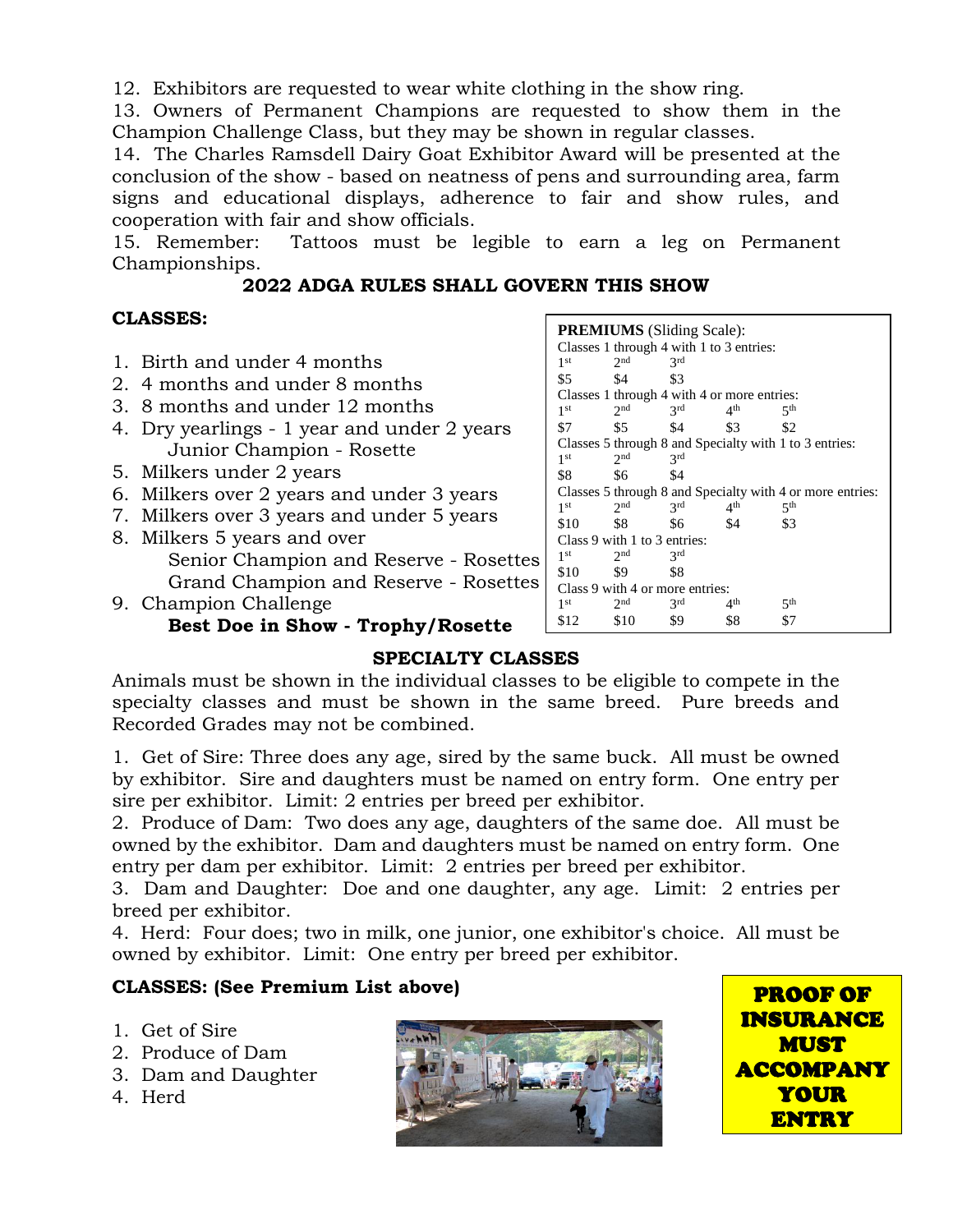12. Exhibitors are requested to wear white clothing in the show ring.
13. Owners of Permanent Champions are requested to show them in the Champion Challenge Class, but they may be shown in regular classes.
14. The Charles Ramsdell Dairy Goat Exhibitor Award will be presented at the conclusion of the show - based on neatness of pens and surrounding area, farm signs and educational displays, adherence to fair and show rules, and cooperation with fair and show officials.
15. Remember: Tattoos must be legible to earn a leg on Permanent Championships.

**2022 ADGA RULES SHALL GOVERN THIS SHOW**

**CLASSES:**

1. Birth and under 4 months
2. 4 months and under 8 months
3. 8 months and under 12 months
4. Dry yearlings - 1 year and under 2 years
   Junior Champion - Rosette
5. Milkers under 2 years
6. Milkers over 2 years and under 3 years
7. Milkers over 3 years and under 5 years
8. Milkers 5 years and over
   Senior Champion and Reserve - Rosettes
   Grand Champion and Reserve - Rosettes
9. Champion Challenge
   **Best Doe in Show - Trophy/Rosette**

**PREMIUMS** (Sliding Scale):

Classes 1 through 4 with 1 to 3 entries:

| 1st | 2nd | 3rd |
|---|---|---|
| $5 | $4 | $3 |

Classes 1 through 4 with 4 or more entries:

| 1st | 2nd | 3rd | 4th | 5th |
|---|---|---|---|---|
| $7 | $5 | $4 | $3 | $2 |

Classes 5 through 8 and Specialty with 1 to 3 entries:

| 1st | 2nd | 3rd |
|---|---|---|
| $8 | $6 | $4 |

Classes 5 through 8 and Specialty with 4 or more entries:

| 1st | 2nd | 3rd | 4th | 5th |
|---|---|---|---|---|
| $10 | $8 | $6 | $4 | $3 |

Class 9 with 1 to 3 entries:

| 1st | 2nd | 3rd |
|---|---|---|
| $10 | $9 | $8 |

Class 9 with 4 or more entries:

| 1st | 2nd | 3rd | 4th | 5th |
|---|---|---|---|---|
| $12 | $10 | $9 | $8 | $7 |

**SPECIALTY CLASSES**

Animals must be shown in the individual classes to be eligible to compete in the specialty classes and must be shown in the same breed. Pure breeds and Recorded Grades may not be combined.

1. Get of Sire: Three does any age, sired by the same buck. All must be owned by exhibitor. Sire and daughters must be named on entry form. One entry per sire per exhibitor. Limit: 2 entries per breed per exhibitor.
2. Produce of Dam: Two does any age, daughters of the same doe. All must be owned by the exhibitor. Dam and daughters must be named on entry form. One entry per dam per exhibitor. Limit: 2 entries per breed per exhibitor.
3. Dam and Daughter: Doe and one daughter, any age. Limit: 2 entries per breed per exhibitor.
4. Herd: Four does; two in milk, one junior, one exhibitor's choice. All must be owned by exhibitor. Limit: One entry per breed per exhibitor.

**CLASSES: (See Premium List above)**

1. Get of Sire
2. Produce of Dam
3. Dam and Daughter
4. Herd

**PROOF OF INSURANCE MUST ACCOMPANY YOUR ENTRY**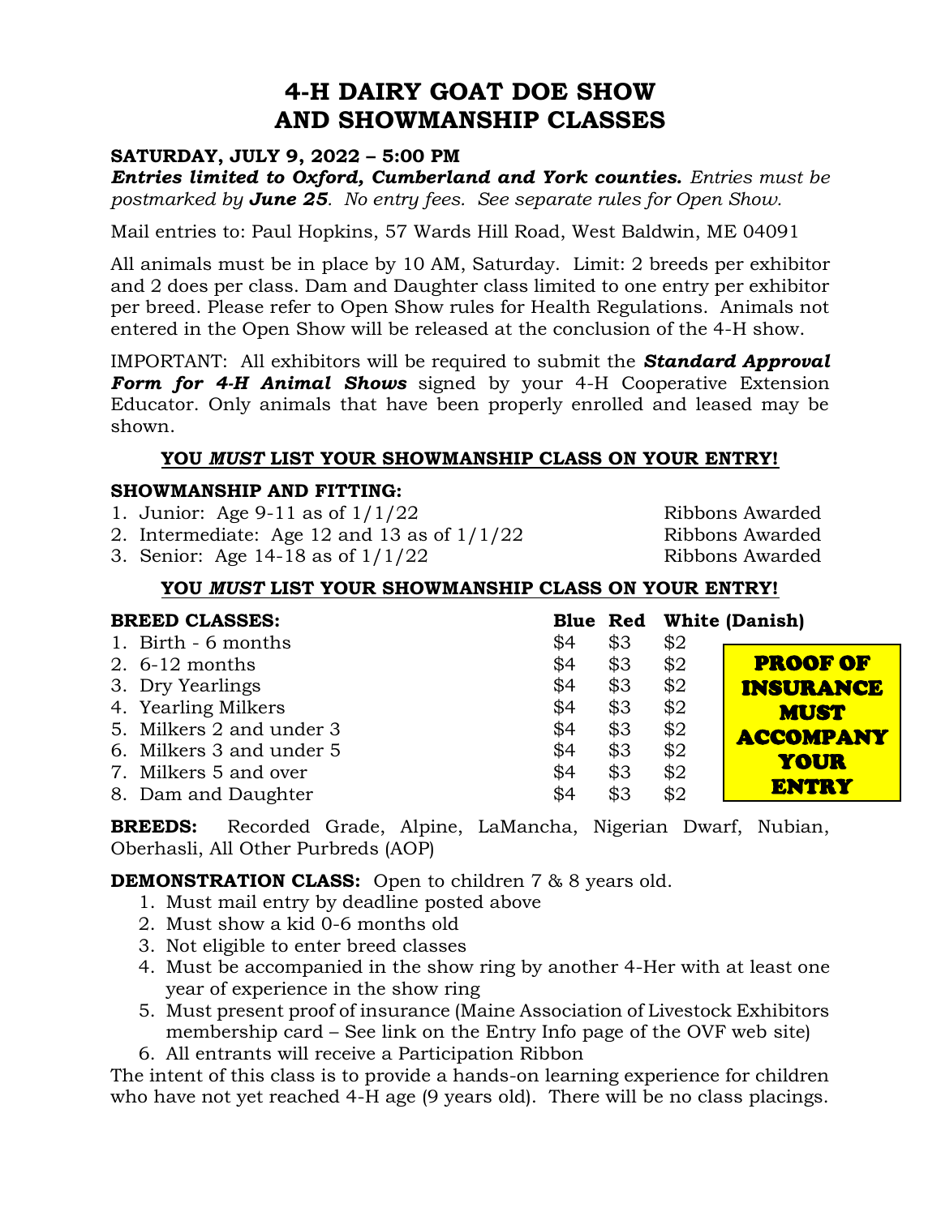# 4-H DAIRY GOAT DOE SHOW AND SHOWMANSHIP CLASSES

**SATURDAY, JULY 9, 2022 – 5:00 PM**

***Entries limited to Oxford, Cumberland and York counties.*** *Entries must be postmarked by **June 25**. No entry fees. See separate rules for Open Show.*

Mail entries to: Paul Hopkins, 57 Wards Hill Road, West Baldwin, ME 04091

All animals must be in place by 10 AM, Saturday. Limit: 2 breeds per exhibitor and 2 does per class. Dam and Daughter class limited to one entry per exhibitor per breed. Please refer to Open Show rules for Health Regulations. Animals not entered in the Open Show will be released at the conclusion of the 4-H show.

IMPORTANT: All exhibitors will be required to submit the ***Standard Approval Form for 4-H Animal Shows*** signed by your 4-H Cooperative Extension Educator. Only animals that have been properly enrolled and leased may be shown.

**YOU *MUST* LIST YOUR SHOWMANSHIP CLASS ON YOUR ENTRY!**

**SHOWMANSHIP AND FITTING:**

1. Junior: Age 9-11 as of 1/1/22 — Ribbons Awarded
2. Intermediate: Age 12 and 13 as of 1/1/22 — Ribbons Awarded
3. Senior: Age 14-18 as of 1/1/22 — Ribbons Awarded

**YOU *MUST* LIST YOUR SHOWMANSHIP CLASS ON YOUR ENTRY!**

| BREED CLASSES: | Blue | Red | White (Danish) |
|---|---|---|---|
| 1. Birth - 6 months | $4 | $3 | $2 |
| 2. 6-12 months | $4 | $3 | $2 |
| 3. Dry Yearlings | $4 | $3 | $2 |
| 4. Yearling Milkers | $4 | $3 | $2 |
| 5. Milkers 2 and under 3 | $4 | $3 | $2 |
| 6. Milkers 3 and under 5 | $4 | $3 | $2 |
| 7. Milkers 5 and over | $4 | $3 | $2 |
| 8. Dam and Daughter | $4 | $3 | $2 |

**PROOF OF INSURANCE MUST ACCOMPANY YOUR ENTRY**

**BREEDS:** Recorded Grade, Alpine, LaMancha, Nigerian Dwarf, Nubian, Oberhasli, All Other Purbreds (AOP)

**DEMONSTRATION CLASS:** Open to children 7 & 8 years old.

1. Must mail entry by deadline posted above
2. Must show a kid 0-6 months old
3. Not eligible to enter breed classes
4. Must be accompanied in the show ring by another 4-Her with at least one year of experience in the show ring
5. Must present proof of insurance (Maine Association of Livestock Exhibitors membership card – See link on the Entry Info page of the OVF web site)
6. All entrants will receive a Participation Ribbon

The intent of this class is to provide a hands-on learning experience for children who have not yet reached 4-H age (9 years old). There will be no class placings.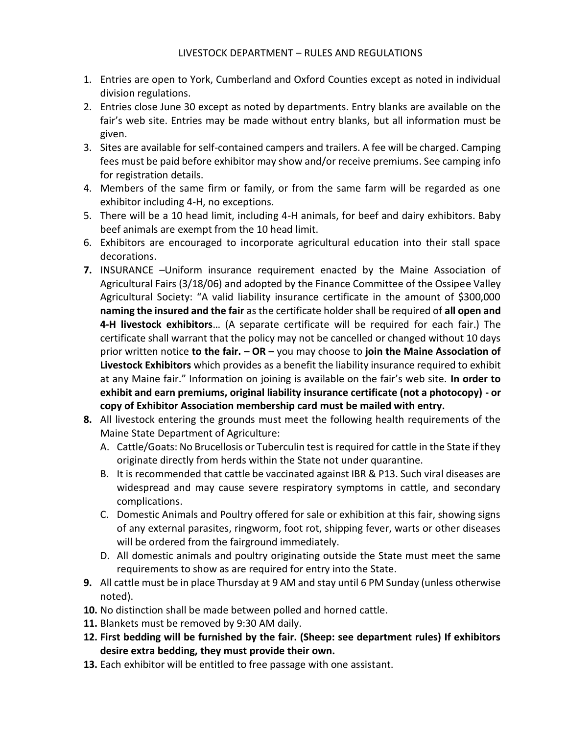# LIVESTOCK DEPARTMENT – RULES AND REGULATIONS

1. Entries are open to York, Cumberland and Oxford Counties except as noted in individual division regulations.
2. Entries close June 30 except as noted by departments. Entry blanks are available on the fair's web site. Entries may be made without entry blanks, but all information must be given.
3. Sites are available for self-contained campers and trailers. A fee will be charged. Camping fees must be paid before exhibitor may show and/or receive premiums. See camping info for registration details.
4. Members of the same firm or family, or from the same farm will be regarded as one exhibitor including 4-H, no exceptions.
5. There will be a 10 head limit, including 4-H animals, for beef and dairy exhibitors. Baby beef animals are exempt from the 10 head limit.
6. Exhibitors are encouraged to incorporate agricultural education into their stall space decorations.
7. INSURANCE –Uniform insurance requirement enacted by the Maine Association of Agricultural Fairs (3/18/06) and adopted by the Finance Committee of the Ossipee Valley Agricultural Society: "A valid liability insurance certificate in the amount of $300,000 **naming the insured and the fair** as the certificate holder shall be required of **all open and 4-H livestock exhibitors**… (A separate certificate will be required for each fair.) The certificate shall warrant that the policy may not be cancelled or changed without 10 days prior written notice **to the fair. – OR –** you may choose to **join the Maine Association of Livestock Exhibitors** which provides as a benefit the liability insurance required to exhibit at any Maine fair." Information on joining is available on the fair's web site. **In order to exhibit and earn premiums, original liability insurance certificate (not a photocopy) - or copy of Exhibitor Association membership card must be mailed with entry.**
8. All livestock entering the grounds must meet the following health requirements of the Maine State Department of Agriculture:
   - A. Cattle/Goats: No Brucellosis or Tuberculin test is required for cattle in the State if they originate directly from herds within the State not under quarantine.
   - B. It is recommended that cattle be vaccinated against IBR & P13. Such viral diseases are widespread and may cause severe respiratory symptoms in cattle, and secondary complications.
   - C. Domestic Animals and Poultry offered for sale or exhibition at this fair, showing signs of any external parasites, ringworm, foot rot, shipping fever, warts or other diseases will be ordered from the fairground immediately.
   - D. All domestic animals and poultry originating outside the State must meet the same requirements to show as are required for entry into the State.
9. All cattle must be in place Thursday at 9 AM and stay until 6 PM Sunday (unless otherwise noted).
10. No distinction shall be made between polled and horned cattle.
11. Blankets must be removed by 9:30 AM daily.
12. **First bedding will be furnished by the fair. (Sheep: see department rules) If exhibitors desire extra bedding, they must provide their own.**
13. Each exhibitor will be entitled to free passage with one assistant.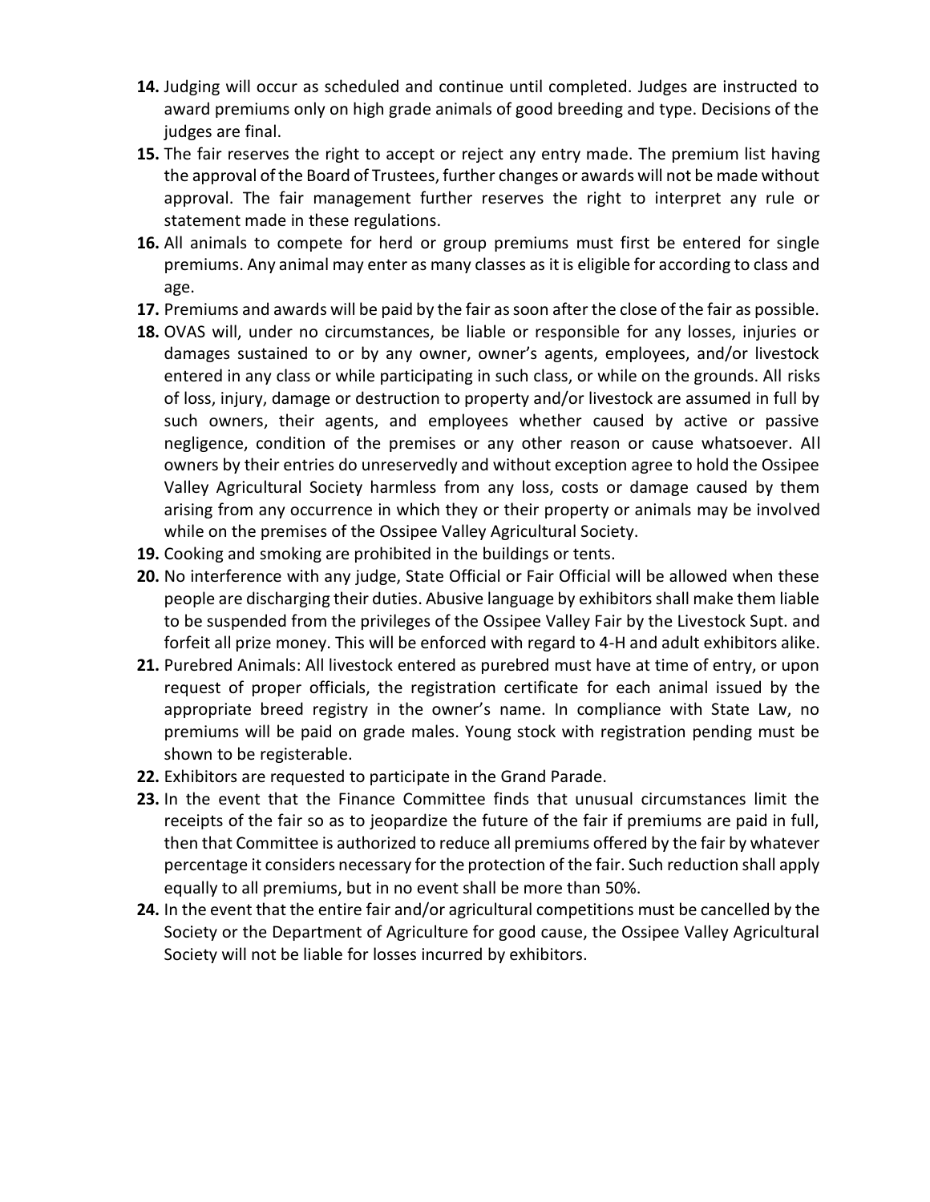14. Judging will occur as scheduled and continue until completed. Judges are instructed to award premiums only on high grade animals of good breeding and type. Decisions of the judges are final.
15. The fair reserves the right to accept or reject any entry made. The premium list having the approval of the Board of Trustees, further changes or awards will not be made without approval. The fair management further reserves the right to interpret any rule or statement made in these regulations.
16. All animals to compete for herd or group premiums must first be entered for single premiums. Any animal may enter as many classes as it is eligible for according to class and age.
17. Premiums and awards will be paid by the fair as soon after the close of the fair as possible.
18. OVAS will, under no circumstances, be liable or responsible for any losses, injuries or damages sustained to or by any owner, owner's agents, employees, and/or livestock entered in any class or while participating in such class, or while on the grounds. All risks of loss, injury, damage or destruction to property and/or livestock are assumed in full by such owners, their agents, and employees whether caused by active or passive negligence, condition of the premises or any other reason or cause whatsoever. All owners by their entries do unreservedly and without exception agree to hold the Ossipee Valley Agricultural Society harmless from any loss, costs or damage caused by them arising from any occurrence in which they or their property or animals may be involved while on the premises of the Ossipee Valley Agricultural Society.
19. Cooking and smoking are prohibited in the buildings or tents.
20. No interference with any judge, State Official or Fair Official will be allowed when these people are discharging their duties. Abusive language by exhibitors shall make them liable to be suspended from the privileges of the Ossipee Valley Fair by the Livestock Supt. and forfeit all prize money. This will be enforced with regard to 4-H and adult exhibitors alike.
21. Purebred Animals: All livestock entered as purebred must have at time of entry, or upon request of proper officials, the registration certificate for each animal issued by the appropriate breed registry in the owner's name. In compliance with State Law, no premiums will be paid on grade males. Young stock with registration pending must be shown to be registerable.
22. Exhibitors are requested to participate in the Grand Parade.
23. In the event that the Finance Committee finds that unusual circumstances limit the receipts of the fair so as to jeopardize the future of the fair if premiums are paid in full, then that Committee is authorized to reduce all premiums offered by the fair by whatever percentage it considers necessary for the protection of the fair. Such reduction shall apply equally to all premiums, but in no event shall be more than 50%.
24. In the event that the entire fair and/or agricultural competitions must be cancelled by the Society or the Department of Agriculture for good cause, the Ossipee Valley Agricultural Society will not be liable for losses incurred by exhibitors.